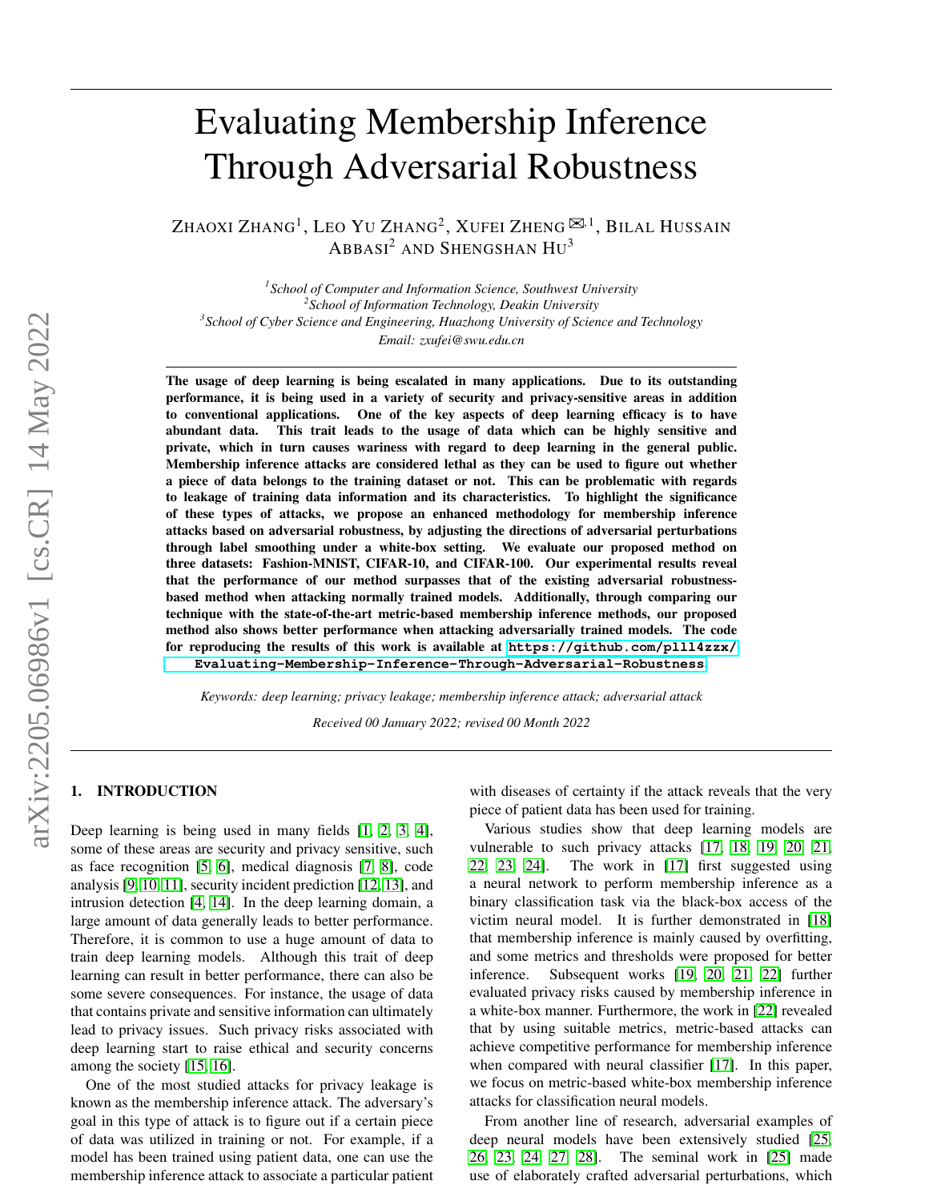# Evaluating Membership Inference Through Adversarial Robustness

ZHAOXI ZHANG[1], LEO YU ZHANG[2], XUFEI ZHENG ✉[,1], BILAL HUSSAIN ABBASI[2] AND SHENGSHAN HU[3]

[1]*School of Computer and Information Science, Southwest University*
[2]*School of Information Technology, Deakin University*
[3]*School of Cyber Science and Engineering, Huazhong University of Science and Technology*
*Email: zxufei@swu.edu.cn*

**The usage of deep learning is being escalated in many applications. Due to its outstanding performance, it is being used in a variety of security and privacy-sensitive areas in addition to conventional applications. One of the key aspects of deep learning efficacy is to have abundant data. This trait leads to the usage of data which can be highly sensitive and private, which in turn causes wariness with regard to deep learning in the general public. Membership inference attacks are considered lethal as they can be used to figure out whether a piece of data belongs to the training dataset or not. This can be problematic with regards to leakage of training data information and its characteristics. To highlight the significance of these types of attacks, we propose an enhanced methodology for membership inference attacks based on adversarial robustness, by adjusting the directions of adversarial perturbations through label smoothing under a white-box setting. We evaluate our proposed method on three datasets: Fashion-MNIST, CIFAR-10, and CIFAR-100. Our experimental results reveal that the performance of our method surpasses that of the existing adversarial robustness-based method when attacking normally trained models. Additionally, through comparing our technique with the state-of-the-art metric-based membership inference methods, our proposed method also shows better performance when attacking adversarially trained models. The code for reproducing the results of this work is available at `https://github.com/plll4zzx/Evaluating-Membership-Inference-Through-Adversarial-Robustness`.**

*Keywords: deep learning; privacy leakage; membership inference attack; adversarial attack*

*Received 00 January 2022; revised 00 Month 2022*

## 1. INTRODUCTION

Deep learning is being used in many fields [1, 2, 3, 4], some of these areas are security and privacy sensitive, such as face recognition [5, 6], medical diagnosis [7, 8], code analysis [9, 10, 11], security incident prediction [12, 13], and intrusion detection [4, 14]. In the deep learning domain, a large amount of data generally leads to better performance. Therefore, it is common to use a huge amount of data to train deep learning models. Although this trait of deep learning can result in better performance, there can also be some severe consequences. For instance, the usage of data that contains private and sensitive information can ultimately lead to privacy issues. Such privacy risks associated with deep learning start to raise ethical and security concerns among the society [15, 16].

One of the most studied attacks for privacy leakage is known as the membership inference attack. The adversary's goal in this type of attack is to figure out if a certain piece of data was utilized in training or not. For example, if a model has been trained using patient data, one can use the membership inference attack to associate a particular patient with diseases of certainty if the attack reveals that the very piece of patient data has been used for training.

Various studies show that deep learning models are vulnerable to such privacy attacks [17, 18, 19, 20, 21, 22, 23, 24]. The work in [17] first suggested using a neural network to perform membership inference as a binary classification task via the black-box access of the victim neural model. It is further demonstrated in [18] that membership inference is mainly caused by overfitting, and some metrics and thresholds were proposed for better inference. Subsequent works [19, 20, 21, 22] further evaluated privacy risks caused by membership inference in a white-box manner. Furthermore, the work in [22] revealed that by using suitable metrics, metric-based attacks can achieve competitive performance for membership inference when compared with neural classifier [17]. In this paper, we focus on metric-based white-box membership inference attacks for classification neural models.

From another line of research, adversarial examples of deep neural models have been extensively studied [25, 26, 23, 24, 27, 28]. The seminal work in [25] made use of elaborately crafted adversarial perturbations, which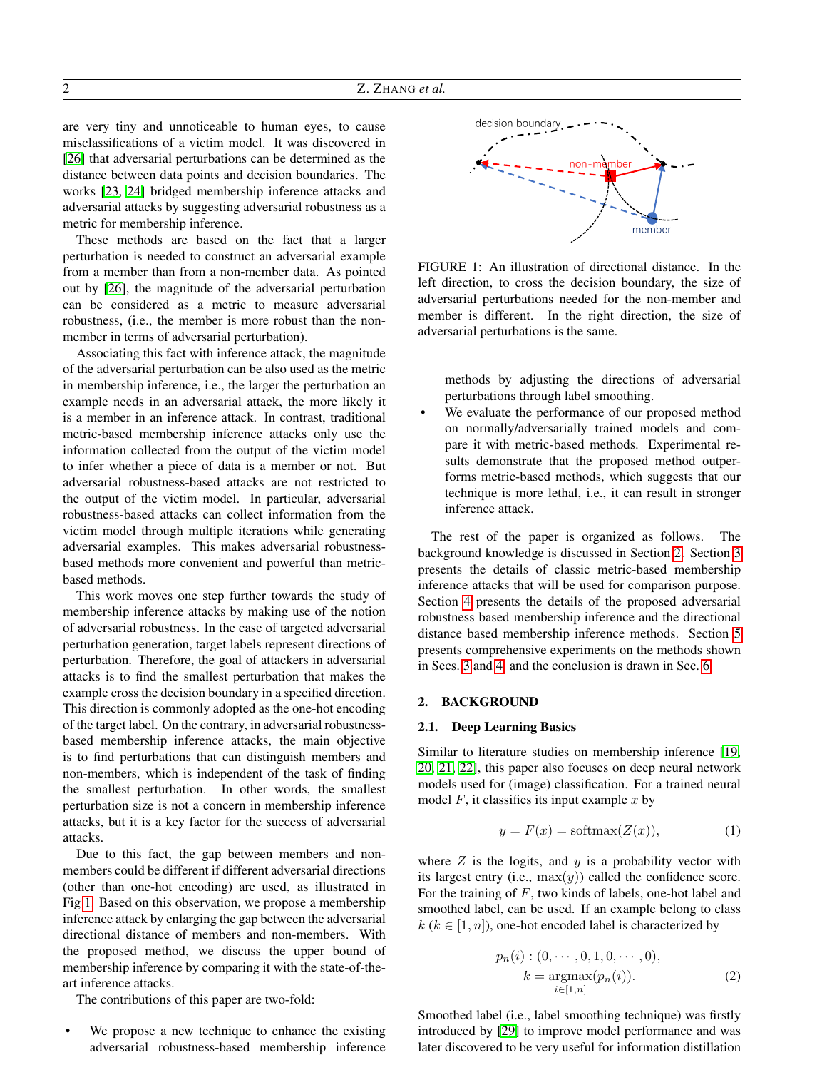are very tiny and unnoticeable to human eyes, to cause misclassifications of a victim model. It was discovered in [26] that adversarial perturbations can be determined as the distance between data points and decision boundaries. The works [23, 24] bridged membership inference attacks and adversarial attacks by suggesting adversarial robustness as a metric for membership inference.

These methods are based on the fact that a larger perturbation is needed to construct an adversarial example from a member than from a non-member data. As pointed out by [26], the magnitude of the adversarial perturbation can be considered as a metric to measure adversarial robustness, (i.e., the member is more robust than the non-member in terms of adversarial perturbation).

Associating this fact with inference attack, the magnitude of the adversarial perturbation can be also used as the metric in membership inference, i.e., the larger the perturbation an example needs in an adversarial attack, the more likely it is a member in an inference attack. In contrast, traditional metric-based membership inference attacks only use the information collected from the output of the victim model to infer whether a piece of data is a member or not. But adversarial robustness-based attacks are not restricted to the output of the victim model. In particular, adversarial robustness-based attacks can collect information from the victim model through multiple iterations while generating adversarial examples. This makes adversarial robustness-based methods more convenient and powerful than metric-based methods.

This work moves one step further towards the study of membership inference attacks by making use of the notion of adversarial robustness. In the case of targeted adversarial perturbation generation, target labels represent directions of perturbation. Therefore, the goal of attackers in adversarial attacks is to find the smallest perturbation that makes the example cross the decision boundary in a specified direction. This direction is commonly adopted as the one-hot encoding of the target label. On the contrary, in adversarial robustness-based membership inference attacks, the main objective is to find perturbations that can distinguish members and non-members, which is independent of the task of finding the smallest perturbation. In other words, the smallest perturbation size is not a concern in membership inference attacks, but it is a key factor for the success of adversarial attacks.

Due to this fact, the gap between members and non-members could be different if different adversarial directions (other than one-hot encoding) are used, as illustrated in Fig 1. Based on this observation, we propose a membership inference attack by enlarging the gap between the adversarial directional distance of members and non-members. With the proposed method, we discuss the upper bound of membership inference by comparing it with the state-of-the-art inference attacks.

The contributions of this paper are two-fold:

- We propose a new technique to enhance the existing adversarial robustness-based membership inference methods by adjusting the directions of adversarial perturbations through label smoothing.
- We evaluate the performance of our proposed method on normally/adversarially trained models and compare it with metric-based methods. Experimental results demonstrate that the proposed method outperforms metric-based methods, which suggests that our technique is more lethal, i.e., it can result in stronger inference attack.

FIGURE 1: An illustration of directional distance. In the left direction, to cross the decision boundary, the size of adversarial perturbations needed for the non-member and member is different. In the right direction, the size of adversarial perturbations is the same.

The rest of the paper is organized as follows. The background knowledge is discussed in Section 2. Section 3 presents the details of classic metric-based membership inference attacks that will be used for comparison purpose. Section 4 presents the details of the proposed adversarial robustness based membership inference and the directional distance based membership inference methods. Section 5 presents comprehensive experiments on the methods shown in Secs. 3 and 4, and the conclusion is drawn in Sec. 6.

## 2. BACKGROUND

### 2.1. Deep Learning Basics

Similar to literature studies on membership inference [19, 20, 21, 22], this paper also focuses on deep neural network models used for (image) classification. For a trained neural model $F$, it classifies its input example $x$ by

$$y = F(x) = \mathrm{softmax}(Z(x)), \tag{1}$$

where $Z$ is the logits, and $y$ is a probability vector with its largest entry (i.e., $\max(y)$) called the confidence score. For the training of $F$, two kinds of labels, one-hot label and smoothed label, can be used. If an example belong to class $k$ ($k \in [1, n]$), one-hot encoded label is characterized by

$$\begin{aligned} p_n(i) &: (0, \cdots, 0, 1, 0, \cdots, 0), \\ k &= \underset{i \in [1,n]}{\mathrm{argmax}}(p_n(i)). \end{aligned} \tag{2}$$

Smoothed label (i.e., label smoothing technique) was firstly introduced by [29] to improve model performance and was later discovered to be very useful for information distillation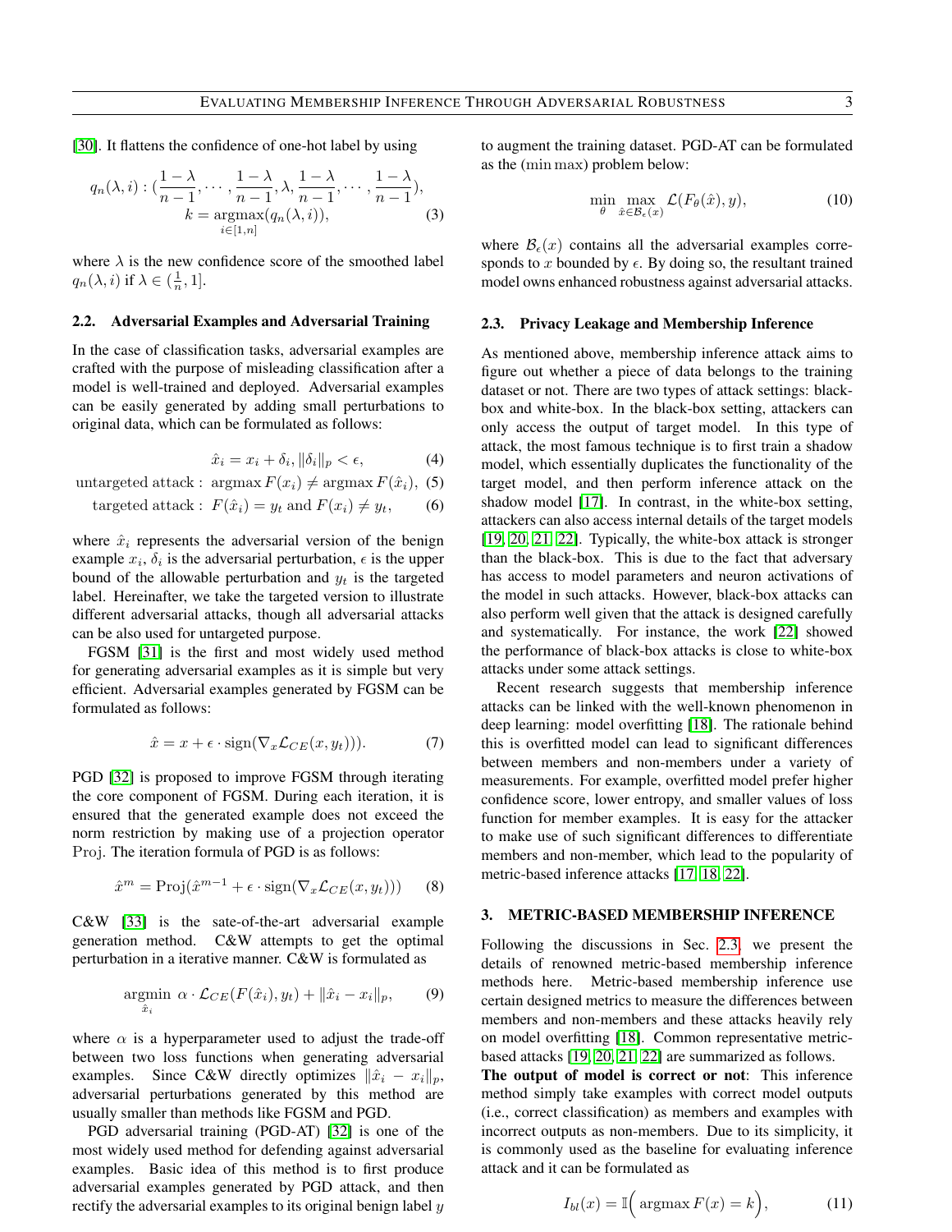[30]. It flattens the confidence of one-hot label by using

$$q_n(\lambda, i) : (\frac{1-\lambda}{n-1}, \cdots, \frac{1-\lambda}{n-1}, \lambda, \frac{1-\lambda}{n-1}, \cdots, \frac{1-\lambda}{n-1}),$$
$$k = \underset{i \in [1,n]}{\operatorname{argmax}}(q_n(\lambda, i)), \tag{3}$$

where $\lambda$ is the new confidence score of the smoothed label $q_n(\lambda, i)$ if $\lambda \in (\frac{1}{n}, 1]$.

### 2.2. Adversarial Examples and Adversarial Training

In the case of classification tasks, adversarial examples are crafted with the purpose of misleading classification after a model is well-trained and deployed. Adversarial examples can be easily generated by adding small perturbations to original data, which can be formulated as follows:

$$\hat{x}_i = x_i + \delta_i, \|\delta_i\|_p < \epsilon, \tag{4}$$
$$\text{untargeted attack}: \ \operatorname{argmax} F(x_i) \neq \operatorname{argmax} F(\hat{x}_i), \tag{5}$$
$$\text{targeted attack}: \ F(\hat{x}_i) = y_t \text{ and } F(x_i) \neq y_t, \tag{6}$$

where $\hat{x}_i$ represents the adversarial version of the benign example $x_i$, $\delta_i$ is the adversarial perturbation, $\epsilon$ is the upper bound of the allowable perturbation and $y_t$ is the targeted label. Hereinafter, we take the targeted version to illustrate different adversarial attacks, though all adversarial attacks can be also used for untargeted purpose.

FGSM [31] is the first and most widely used method for generating adversarial examples as it is simple but very efficient. Adversarial examples generated by FGSM can be formulated as follows:

$$\hat{x} = x + \epsilon \cdot \operatorname{sign}(\nabla_x \mathcal{L}_{CE}(x, y_t))). \tag{7}$$

PGD [32] is proposed to improve FGSM through iterating the core component of FGSM. During each iteration, it is ensured that the generated example does not exceed the norm restriction by making use of a projection operator $\operatorname{Proj}$. The iteration formula of PGD is as follows:

$$\hat{x}^m = \operatorname{Proj}(\hat{x}^{m-1} + \epsilon \cdot \operatorname{sign}(\nabla_x \mathcal{L}_{CE}(x, y_t))) \tag{8}$$

C&W [33] is the sate-of-the-art adversarial example generation method. C&W attempts to get the optimal perturbation in a iterative manner. C&W is formulated as

$$\underset{\hat{x}_i}{\operatorname{argmin}} \ \alpha \cdot \mathcal{L}_{CE}(F(\hat{x}_i), y_t) + \|\hat{x}_i - x_i\|_p, \tag{9}$$

where $\alpha$ is a hyperparameter used to adjust the trade-off between two loss functions when generating adversarial examples. Since C&W directly optimizes $\|\hat{x}_i - x_i\|_p$, adversarial perturbations generated by this method are usually smaller than methods like FGSM and PGD.

PGD adversarial training (PGD-AT) [32] is one of the most widely used method for defending against adversarial examples. Basic idea of this method is to first produce adversarial examples generated by PGD attack, and then rectify the adversarial examples to its original benign label $y$ to augment the training dataset. PGD-AT can be formulated as the $(\min\max)$ problem below:

$$\min_{\theta} \max_{\hat{x} \in \mathcal{B}_\epsilon(x)} \mathcal{L}(F_\theta(\hat{x}), y), \tag{10}$$

where $\mathcal{B}_\epsilon(x)$ contains all the adversarial examples corresponds to $x$ bounded by $\epsilon$. By doing so, the resultant trained model owns enhanced robustness against adversarial attacks.

### 2.3. Privacy Leakage and Membership Inference

As mentioned above, membership inference attack aims to figure out whether a piece of data belongs to the training dataset or not. There are two types of attack settings: black-box and white-box. In the black-box setting, attackers can only access the output of target model. In this type of attack, the most famous technique is to first train a shadow model, which essentially duplicates the functionality of the target model, and then perform inference attack on the shadow model [17]. In contrast, in the white-box setting, attackers can also access internal details of the target models [19, 20, 21, 22]. Typically, the white-box attack is stronger than the black-box. This is due to the fact that adversary has access to model parameters and neuron activations of the model in such attacks. However, black-box attacks can also perform well given that the attack is designed carefully and systematically. For instance, the work [22] showed the performance of black-box attacks is close to white-box attacks under some attack settings.

Recent research suggests that membership inference attacks can be linked with the well-known phenomenon in deep learning: model overfitting [18]. The rationale behind this is overfitted model can lead to significant differences between members and non-members under a variety of measurements. For example, overfitted model prefer higher confidence score, lower entropy, and smaller values of loss function for member examples. It is easy for the attacker to make use of such significant differences to differentiate members and non-member, which lead to the popularity of metric-based inference attacks [17, 18, 22].

## 3. METRIC-BASED MEMBERSHIP INFERENCE

Following the discussions in Sec. 2.3, we present the details of renowned metric-based membership inference methods here. Metric-based membership inference use certain designed metrics to measure the differences between members and non-members and these attacks heavily rely on model overfitting [18]. Common representative metric-based attacks [19, 20, 21, 22] are summarized as follows.

**The output of model is correct or not**: This inference method simply take examples with correct model outputs (i.e., correct classification) as members and examples with incorrect outputs as non-members. Due to its simplicity, it is commonly used as the baseline for evaluating inference attack and it can be formulated as

$$I_{bl}(x) = \mathbb{I}\Big(\operatorname{argmax} F(x) = k\Big), \tag{11}$$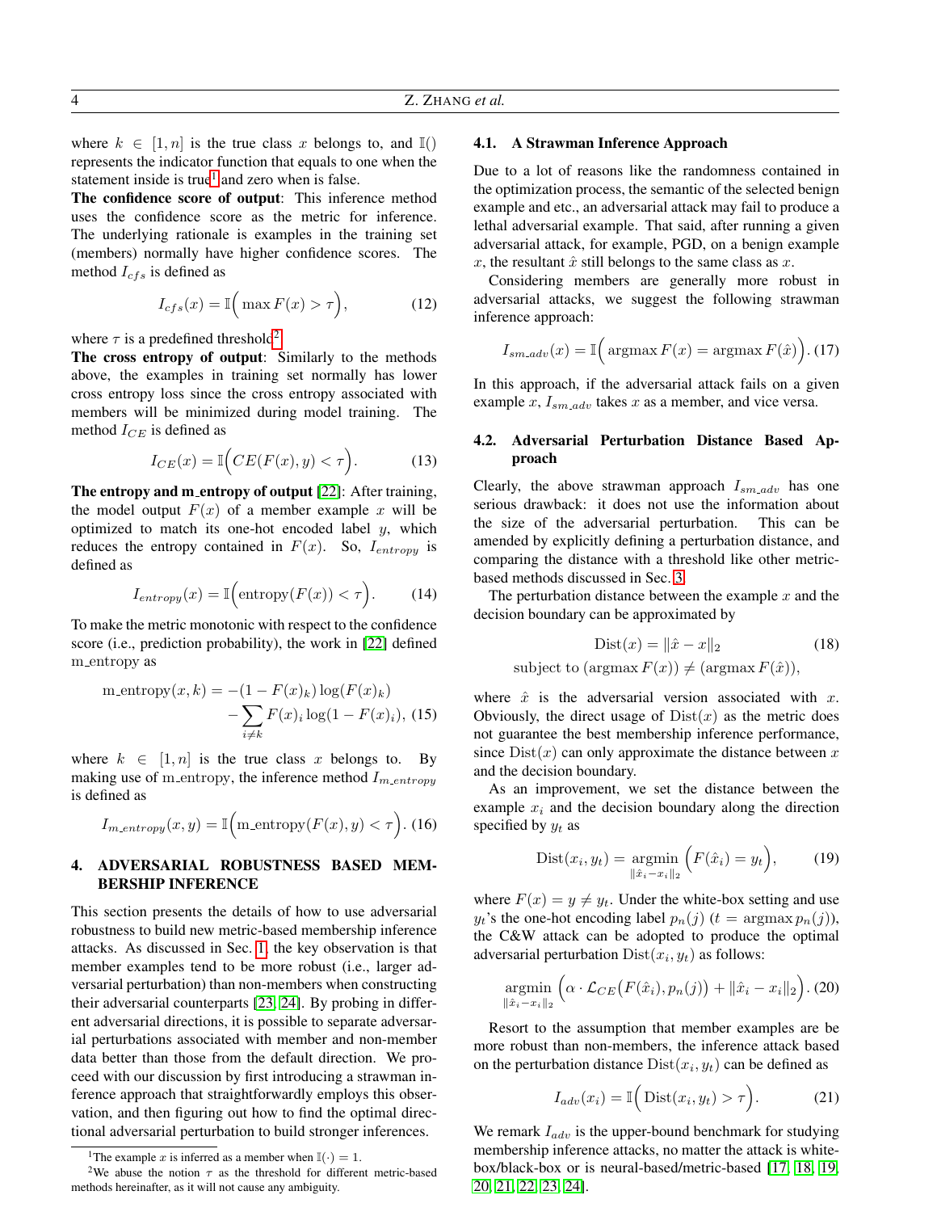where $k \in [1, n]$ is the true class $x$ belongs to, and $\mathbb{I}()$ represents the indicator function that equals to one when the statement inside is true[1] and zero when is false.

**The confidence score of output**: This inference method uses the confidence score as the metric for inference. The underlying rationale is examples in the training set (members) normally have higher confidence scores. The method $I_{cfs}$ is defined as

$$I_{cfs}(x) = \mathbb{I}\Big( \max F(x) > \tau \Big), \tag{12}$$

where $\tau$ is a predefined threshold[2].

**The cross entropy of output**: Similarly to the methods above, the examples in training set normally has lower cross entropy loss since the cross entropy associated with members will be minimized during model training. The method $I_{CE}$ is defined as

$$I_{CE}(x) = \mathbb{I}\Big( CE(F(x), y) < \tau \Big). \tag{13}$$

**The entropy and m_entropy of output** [22]: After training, the model output $F(x)$ of a member example $x$ will be optimized to match its one-hot encoded label $y$, which reduces the entropy contained in $F(x)$. So, $I_{entropy}$ is defined as

$$I_{entropy}(x) = \mathbb{I}\Big( \text{entropy}(F(x)) < \tau \Big). \tag{14}$$

To make the metric monotonic with respect to the confidence score (i.e., prediction probability), the work in [22] defined m_entropy as

$$\begin{aligned} \text{m\_entropy}(x, k) = &-(1 - F(x)_k) \log(F(x)_k) \\ &- \sum_{i \neq k} F(x)_i \log(1 - F(x)_i), \end{aligned} \tag{15}$$

where $k \in [1, n]$ is the true class $x$ belongs to. By making use of m_entropy, the inference method $I_{m\_entropy}$ is defined as

$$I_{m\_entropy}(x, y) = \mathbb{I}\Big( \text{m\_entropy}(F(x), y) < \tau \Big). \tag{16}$$

## 4. ADVERSARIAL ROBUSTNESS BASED MEMBERSHIP INFERENCE

This section presents the details of how to use adversarial robustness to build new metric-based membership inference attacks. As discussed in Sec. 1, the key observation is that member examples tend to be more robust (i.e., larger adversarial perturbation) than non-members when constructing their adversarial counterparts [23, 24]. By probing in different adversarial directions, it is possible to separate adversarial perturbations associated with member and non-member data better than those from the default direction. We proceed with our discussion by first introducing a strawman inference approach that straightforwardly employs this observation, and then figuring out how to find the optimal directional adversarial perturbation to build stronger inferences.

### 4.1. A Strawman Inference Approach

Due to a lot of reasons like the randomness contained in the optimization process, the semantic of the selected benign example and etc., an adversarial attack may fail to produce a lethal adversarial example. That said, after running a given adversarial attack, for example, PGD, on a benign example $x$, the resultant $\hat{x}$ still belongs to the same class as $x$.

Considering members are generally more robust in adversarial attacks, we suggest the following strawman inference approach:

$$I_{sm\_adv}(x) = \mathbb{I}\Big( \operatorname{argmax} F(x) = \operatorname{argmax} F(\hat{x}) \Big). \tag{17}$$

In this approach, if the adversarial attack fails on a given example $x$, $I_{sm\_adv}$ takes $x$ as a member, and vice versa.

### 4.2. Adversarial Perturbation Distance Based Approach

Clearly, the above strawman approach $I_{sm\_adv}$ has one serious drawback: it does not use the information about the size of the adversarial perturbation. This can be amended by explicitly defining a perturbation distance, and comparing the distance with a threshold like other metric-based methods discussed in Sec. 3.

The perturbation distance between the example $x$ and the decision boundary can be approximated by

$$\begin{aligned} \text{Dist}(x) = \|\hat{x} - x\|_2 \\ \text{subject to } (\operatorname{argmax} F(x)) \neq (\operatorname{argmax} F(\hat{x})), \end{aligned} \tag{18}$$

where $\hat{x}$ is the adversarial version associated with $x$. Obviously, the direct usage of $\text{Dist}(x)$ as the metric does not guarantee the best membership inference performance, since $\text{Dist}(x)$ can only approximate the distance between $x$ and the decision boundary.

As an improvement, we set the distance between the example $x_i$ and the decision boundary along the direction specified by $y_t$ as

$$\text{Dist}(x_i, y_t) = \underset{\|\hat{x}_i - x_i\|_2}{\operatorname{argmin}} \Big( F(\hat{x}_i) = y_t \Big), \tag{19}$$

where $F(x) = y \neq y_t$. Under the white-box setting and use $y_t$'s the one-hot encoding label $p_n(j)$ ($t = \operatorname{argmax} p_n(j)$), the C&W attack can be adopted to produce the optimal adversarial perturbation $\text{Dist}(x_i, y_t)$ as follows:

$$\underset{\|\hat{x}_i - x_i\|_2}{\operatorname{argmin}} \Big( \alpha \cdot \mathcal{L}_{CE}\big(F(\hat{x}_i), p_n(j)\big) + \|\hat{x}_i - x_i\|_2 \Big). \tag{20}$$

Resort to the assumption that member examples are be more robust than non-members, the inference attack based on the perturbation distance $\text{Dist}(x_i, y_t)$ can be defined as

$$I_{adv}(x_i) = \mathbb{I}\Big( \text{Dist}(x_i, y_t) > \tau \Big). \tag{21}$$

We remark $I_{adv}$ is the upper-bound benchmark for studying membership inference attacks, no matter the attack is white-box/black-box or is neural-based/metric-based [17, 18, 19, 20, 21, 22, 23, 24].

---

[1] The example $x$ is inferred as a member when $\mathbb{I}(\cdot) = 1$.

[2] We abuse the notion $\tau$ as the threshold for different metric-based methods hereinafter, as it will not cause any ambiguity.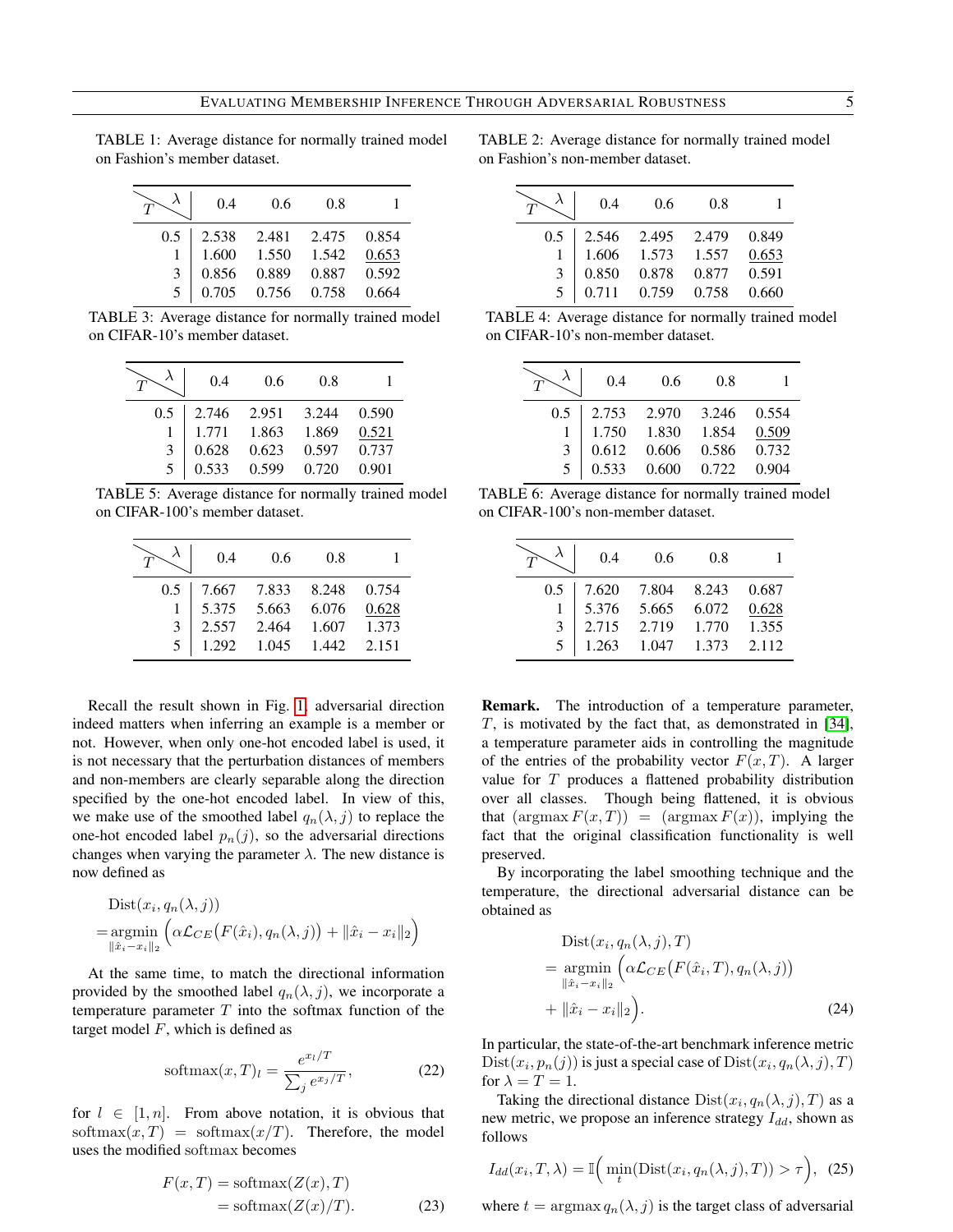TABLE 1: Average distance for normally trained model on Fashion's member dataset.

| $T$ \ $\lambda$ | 0.4 | 0.6 | 0.8 | 1 |
|---|---|---|---|---|
| 0.5 | 2.538 | 2.481 | 2.475 | 0.854 |
| 1 | 1.600 | 1.550 | 1.542 | <u>0.653</u> |
| 3 | 0.856 | 0.889 | 0.887 | 0.592 |
| 5 | 0.705 | 0.756 | 0.758 | 0.664 |

TABLE 2: Average distance for normally trained model on Fashion's non-member dataset.

| $T$ \ $\lambda$ | 0.4 | 0.6 | 0.8 | 1 |
|---|---|---|---|---|
| 0.5 | 2.546 | 2.495 | 2.479 | 0.849 |
| 1 | 1.606 | 1.573 | 1.557 | <u>0.653</u> |
| 3 | 0.850 | 0.878 | 0.877 | 0.591 |
| 5 | 0.711 | 0.759 | 0.758 | 0.660 |

TABLE 3: Average distance for normally trained model on CIFAR-10's member dataset.

| $T$ \ $\lambda$ | 0.4 | 0.6 | 0.8 | 1 |
|---|---|---|---|---|
| 0.5 | 2.746 | 2.951 | 3.244 | 0.590 |
| 1 | 1.771 | 1.863 | 1.869 | <u>0.521</u> |
| 3 | 0.628 | 0.623 | 0.597 | 0.737 |
| 5 | 0.533 | 0.599 | 0.720 | 0.901 |

TABLE 4: Average distance for normally trained model on CIFAR-10's non-member dataset.

| $T$ \ $\lambda$ | 0.4 | 0.6 | 0.8 | 1 |
|---|---|---|---|---|
| 0.5 | 2.753 | 2.970 | 3.246 | 0.554 |
| 1 | 1.750 | 1.830 | 1.854 | <u>0.509</u> |
| 3 | 0.612 | 0.606 | 0.586 | 0.732 |
| 5 | 0.533 | 0.600 | 0.722 | 0.904 |

TABLE 5: Average distance for normally trained model on CIFAR-100's member dataset.

| $T$ \ $\lambda$ | 0.4 | 0.6 | 0.8 | 1 |
|---|---|---|---|---|
| 0.5 | 7.667 | 7.833 | 8.248 | 0.754 |
| 1 | 5.375 | 5.663 | 6.076 | <u>0.628</u> |
| 3 | 2.557 | 2.464 | 1.607 | 1.373 |
| 5 | 1.292 | 1.045 | 1.442 | 2.151 |

TABLE 6: Average distance for normally trained model on CIFAR-100's non-member dataset.

| $T$ \ $\lambda$ | 0.4 | 0.6 | 0.8 | 1 |
|---|---|---|---|---|
| 0.5 | 7.620 | 7.804 | 8.243 | 0.687 |
| 1 | 5.376 | 5.665 | 6.072 | <u>0.628</u> |
| 3 | 2.715 | 2.719 | 1.770 | 1.355 |
| 5 | 1.263 | 1.047 | 1.373 | 2.112 |

Recall the result shown in Fig. 1, adversarial direction indeed matters when inferring an example is a member or not. However, when only one-hot encoded label is used, it is not necessary that the perturbation distances of members and non-members are clearly separable along the direction specified by the one-hot encoded label. In view of this, we make use of the smoothed label $q_n(\lambda, j)$ to replace the one-hot encoded label $p_n(j)$, so the adversarial directions changes when varying the parameter $\lambda$. The new distance is now defined as

$$
\begin{aligned}
&\text{Dist}(x_i, q_n(\lambda, j)) \\
&= \underset{\|\hat{x}_i - x_i\|_2}{\text{argmin}} \Big(\alpha \mathcal{L}_{CE}\big(F(\hat{x}_i), q_n(\lambda, j)\big) + \|\hat{x}_i - x_i\|_2\Big)
\end{aligned}
$$

At the same time, to match the directional information provided by the smoothed label $q_n(\lambda, j)$, we incorporate a temperature parameter $T$ into the softmax function of the target model $F$, which is defined as

$$
\text{softmax}(x, T)_l = \frac{e^{x_l/T}}{\sum_j e^{x_j/T}}, \tag{22}
$$

for $l \in [1, n]$. From above notation, it is obvious that $\text{softmax}(x, T) = \text{softmax}(x/T)$. Therefore, the model uses the modified softmax becomes

$$
\begin{aligned}
F(x, T) &= \text{softmax}(Z(x), T) \\
&= \text{softmax}(Z(x)/T).
\end{aligned} \tag{23}
$$

**Remark.** The introduction of a temperature parameter, $T$, is motivated by the fact that, as demonstrated in [34], a temperature parameter aids in controlling the magnitude of the entries of the probability vector $F(x, T)$. A larger value for $T$ produces a flattened probability distribution over all classes. Though being flattened, it is obvious that $(\text{argmax}\, F(x, T)) = (\text{argmax}\, F(x))$, implying the fact that the original classification functionality is well preserved.

By incorporating the label smoothing technique and the temperature, the directional adversarial distance can be obtained as

$$
\begin{aligned}
&\text{Dist}(x_i, q_n(\lambda, j), T) \\
&= \underset{\|\hat{x}_i - x_i\|_2}{\text{argmin}} \Big(\alpha \mathcal{L}_{CE}\big(F(\hat{x}_i, T), q_n(\lambda, j)\big) \\
&\quad + \|\hat{x}_i - x_i\|_2\Big).
\end{aligned} \tag{24}
$$

In particular, the state-of-the-art benchmark inference metric $\text{Dist}(x_i, p_n(j))$ is just a special case of $\text{Dist}(x_i, q_n(\lambda, j), T)$ for $\lambda = T = 1$.

Taking the directional distance $\text{Dist}(x_i, q_n(\lambda, j), T)$ as a new metric, we propose an inference strategy $I_{dd}$, shown as follows

$$
I_{dd}(x_i, T, \lambda) = \mathbb{I}\Big(\min_t(\text{Dist}(x_i, q_n(\lambda, j), T)) > \tau\Big), \tag{25}
$$

where $t = \text{argmax}\, q_n(\lambda, j)$ is the target class of adversarial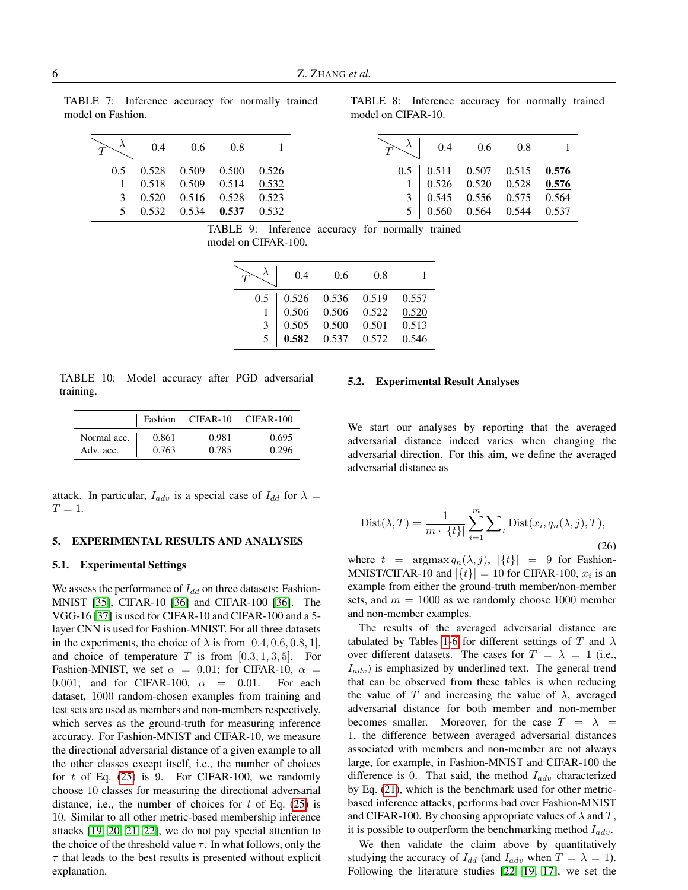TABLE 7: Inference accuracy for normally trained model on Fashion.

| $T$ \ $\lambda$ | 0.4 | 0.6 | 0.8 | 1 |
|---|---|---|---|---|
| 0.5 | 0.528 | 0.509 | 0.500 | 0.526 |
| 1 | 0.518 | 0.509 | 0.514 | <u>0.532</u> |
| 3 | 0.520 | 0.516 | 0.528 | 0.523 |
| 5 | 0.532 | 0.534 | **0.537** | 0.532 |

TABLE 8: Inference accuracy for normally trained model on CIFAR-10.

| $T$ \ $\lambda$ | 0.4 | 0.6 | 0.8 | 1 |
|---|---|---|---|---|
| 0.5 | 0.511 | 0.507 | 0.515 | **0.576** |
| 1 | 0.526 | 0.520 | 0.528 | <u>**0.576**</u> |
| 3 | 0.545 | 0.556 | 0.575 | 0.564 |
| 5 | 0.560 | 0.564 | 0.544 | 0.537 |

TABLE 9: Inference accuracy for normally trained model on CIFAR-100.

| $T$ \ $\lambda$ | 0.4 | 0.6 | 0.8 | 1 |
|---|---|---|---|---|
| 0.5 | 0.526 | 0.536 | 0.519 | 0.557 |
| 1 | 0.506 | 0.506 | 0.522 | <u>0.520</u> |
| 3 | 0.505 | 0.500 | 0.501 | 0.513 |
| 5 | **0.582** | 0.537 | 0.572 | 0.546 |

TABLE 10: Model accuracy after PGD adversarial training.

| | Fashion | CIFAR-10 | CIFAR-100 |
|---|---|---|---|
| Normal acc. | 0.861 | 0.981 | 0.695 |
| Adv. acc. | 0.763 | 0.785 | 0.296 |

attack. In particular, $I_{adv}$ is a special case of $I_{dd}$ for $\lambda = T = 1$.

## 5. EXPERIMENTAL RESULTS AND ANALYSES

### 5.1. Experimental Settings

We assess the performance of $I_{dd}$ on three datasets: Fashion-MNIST [35], CIFAR-10 [36] and CIFAR-100 [36]. The VGG-16 [37] is used for CIFAR-10 and CIFAR-100 and a 5-layer CNN is used for Fashion-MNIST. For all three datasets in the experiments, the choice of $\lambda$ is from $[0.4, 0.6, 0.8, 1]$, and choice of temperature $T$ is from $[0.3, 1, 3, 5]$. For Fashion-MNIST, we set $\alpha = 0.01$; for CIFAR-10, $\alpha = 0.001$; and for CIFAR-100, $\alpha = 0.01$. For each dataset, 1000 random-chosen examples from training and test sets are used as members and non-members respectively, which serves as the ground-truth for measuring inference accuracy. For Fashion-MNIST and CIFAR-10, we measure the directional adversarial distance of a given example to all the other classes except itself, i.e., the number of choices for $t$ of Eq. (25) is 9. For CIFAR-100, we randomly choose 10 classes for measuring the directional adversarial distance, i.e., the number of choices for $t$ of Eq. (25) is 10. Similar to all other metric-based membership inference attacks [19, 20, 21, 22], we do not pay special attention to the choice of the threshold value $\tau$. In what follows, only the $\tau$ that leads to the best results is presented without explicit explanation.

### 5.2. Experimental Result Analyses

We start our analyses by reporting that the averaged adversarial distance indeed varies when changing the adversarial direction. For this aim, we define the averaged adversarial distance as

$$\text{Dist}(\lambda, T) = \frac{1}{m \cdot |\{t\}|} \sum_{i=1}^{m} \sum\nolimits_{t} \text{Dist}(x_i, q_n(\lambda, j), T), \tag{26}$$

where $t = \arg\max q_n(\lambda, j)$, $|\{t\}| = 9$ for Fashion-MNIST/CIFAR-10 and $|\{t\}| = 10$ for CIFAR-100, $x_i$ is an example from either the ground-truth member/non-member sets, and $m = 1000$ as we randomly choose 1000 member and non-member examples.

The results of the averaged adversarial distance are tabulated by Tables 1-6 for different settings of $T$ and $\lambda$ over different datasets. The cases for $T = \lambda = 1$ (i.e., $I_{adv}$) is emphasized by underlined text. The general trend that can be observed from these tables is when reducing the value of $T$ and increasing the value of $\lambda$, averaged adversarial distance for both member and non-member becomes smaller. Moreover, for the case $T = \lambda = 1$, the difference between averaged adversarial distances associated with members and non-member are not always large, for example, in Fashion-MNIST and CIFAR-100 the difference is 0. That said, the method $I_{adv}$ characterized by Eq. (21), which is the benchmark used for other metric-based inference attacks, performs bad over Fashion-MNIST and CIFAR-100. By choosing appropriate values of $\lambda$ and $T$, it is possible to outperform the benchmarking method $I_{adv}$.

We then validate the claim above by quantitatively studying the accuracy of $I_{dd}$ (and $I_{adv}$ when $T = \lambda = 1$). Following the literature studies [22, 19, 17], we set the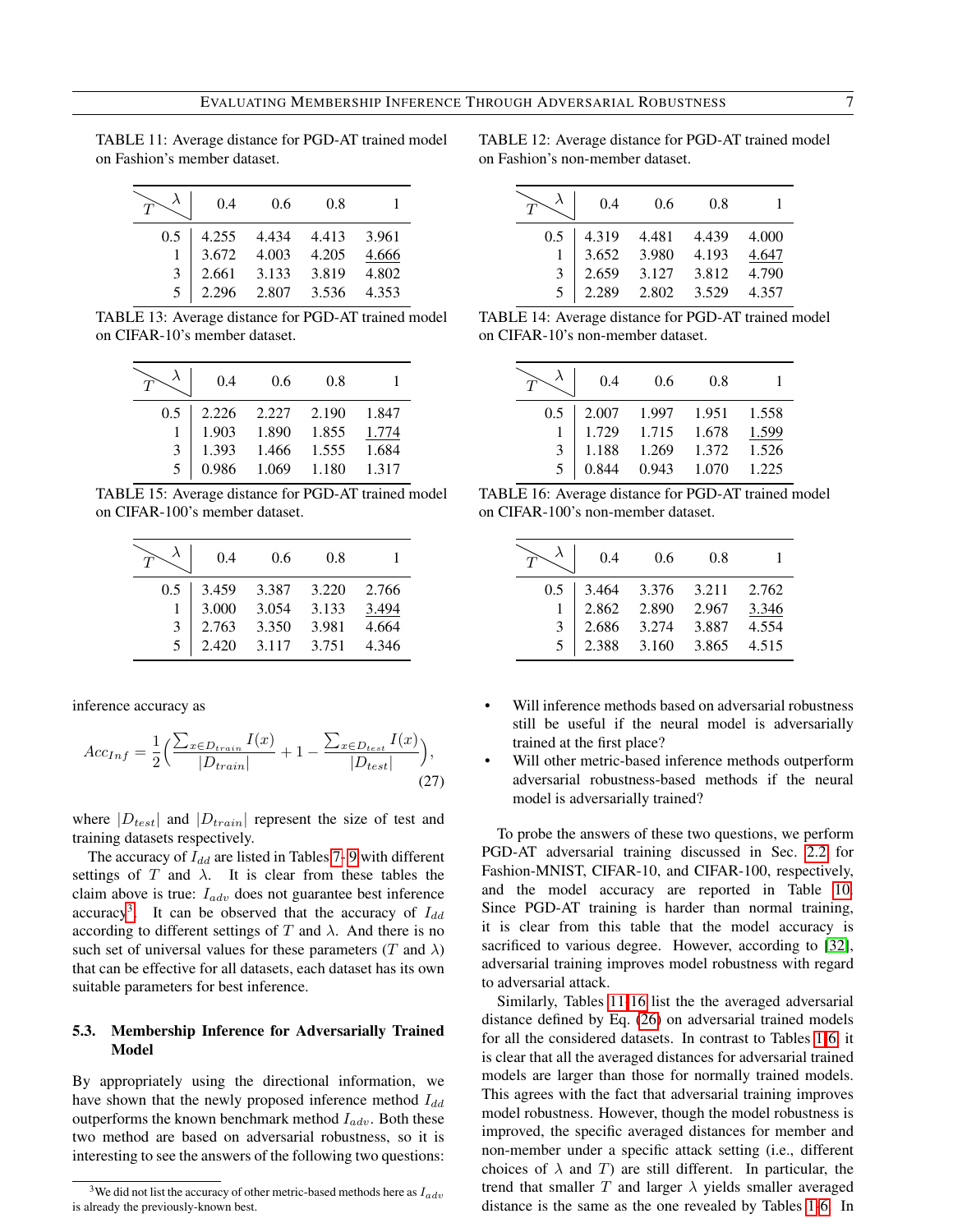TABLE 11: Average distance for PGD-AT trained model on Fashion's member dataset.

| $T$ \ $\lambda$ | 0.4 | 0.6 | 0.8 | 1 |
|---|---|---|---|---|
| 0.5 | 4.255 | 4.434 | 4.413 | 3.961 |
| 1 | 3.672 | 4.003 | 4.205 | <u>4.666</u> |
| 3 | 2.661 | 3.133 | 3.819 | 4.802 |
| 5 | 2.296 | 2.807 | 3.536 | 4.353 |

TABLE 12: Average distance for PGD-AT trained model on Fashion's non-member dataset.

| $T$ \ $\lambda$ | 0.4 | 0.6 | 0.8 | 1 |
|---|---|---|---|---|
| 0.5 | 4.319 | 4.481 | 4.439 | 4.000 |
| 1 | 3.652 | 3.980 | 4.193 | <u>4.647</u> |
| 3 | 2.659 | 3.127 | 3.812 | 4.790 |
| 5 | 2.289 | 2.802 | 3.529 | 4.357 |

TABLE 13: Average distance for PGD-AT trained model on CIFAR-10's member dataset.

| $T$ \ $\lambda$ | 0.4 | 0.6 | 0.8 | 1 |
|---|---|---|---|---|
| 0.5 | 2.226 | 2.227 | 2.190 | 1.847 |
| 1 | 1.903 | 1.890 | 1.855 | <u>1.774</u> |
| 3 | 1.393 | 1.466 | 1.555 | 1.684 |
| 5 | 0.986 | 1.069 | 1.180 | 1.317 |

TABLE 14: Average distance for PGD-AT trained model on CIFAR-10's non-member dataset.

| $T$ \ $\lambda$ | 0.4 | 0.6 | 0.8 | 1 |
|---|---|---|---|---|
| 0.5 | 2.007 | 1.997 | 1.951 | 1.558 |
| 1 | 1.729 | 1.715 | 1.678 | <u>1.599</u> |
| 3 | 1.188 | 1.269 | 1.372 | 1.526 |
| 5 | 0.844 | 0.943 | 1.070 | 1.225 |

TABLE 15: Average distance for PGD-AT trained model on CIFAR-100's member dataset.

| $T$ \ $\lambda$ | 0.4 | 0.6 | 0.8 | 1 |
|---|---|---|---|---|
| 0.5 | 3.459 | 3.387 | 3.220 | 2.766 |
| 1 | 3.000 | 3.054 | 3.133 | <u>3.494</u> |
| 3 | 2.763 | 3.350 | 3.981 | 4.664 |
| 5 | 2.420 | 3.117 | 3.751 | 4.346 |

TABLE 16: Average distance for PGD-AT trained model on CIFAR-100's non-member dataset.

| $T$ \ $\lambda$ | 0.4 | 0.6 | 0.8 | 1 |
|---|---|---|---|---|
| 0.5 | 3.464 | 3.376 | 3.211 | 2.762 |
| 1 | 2.862 | 2.890 | 2.967 | <u>3.346</u> |
| 3 | 2.686 | 3.274 | 3.887 | 4.554 |
| 5 | 2.388 | 3.160 | 3.865 | 4.515 |

inference accuracy as

$$Acc_{Inf} = \frac{1}{2}\Big(\frac{\sum_{x \in D_{train}} I(x)}{|D_{train}|} + 1 - \frac{\sum_{x \in D_{test}} I(x)}{|D_{test}|}\Big), \tag{27}$$

where $|D_{test}|$ and $|D_{train}|$ represent the size of test and training datasets respectively.

The accuracy of $I_{dd}$ are listed in Tables 7- 9 with different settings of $T$ and $\lambda$. It is clear from these tables the claim above is true: $I_{adv}$ does not guarantee best inference accuracy[3]. It can be observed that the accuracy of $I_{dd}$ according to different settings of $T$ and $\lambda$. And there is no such set of universal values for these parameters ($T$ and $\lambda$) that can be effective for all datasets, each dataset has its own suitable parameters for best inference.

### 5.3. Membership Inference for Adversarially Trained Model

By appropriately using the directional information, we have shown that the newly proposed inference method $I_{dd}$ outperforms the known benchmark method $I_{adv}$. Both these two method are based on adversarial robustness, so it is interesting to see the answers of the following two questions:

- Will inference methods based on adversarial robustness still be useful if the neural model is adversarially trained at the first place?
- Will other metric-based inference methods outperform adversarial robustness-based methods if the neural model is adversarially trained?

To probe the answers of these two questions, we perform PGD-AT adversarial training discussed in Sec. 2.2 for Fashion-MNIST, CIFAR-10, and CIFAR-100, respectively, and the model accuracy are reported in Table 10. Since PGD-AT training is harder than normal training, it is clear from this table that the model accuracy is sacrificed to various degree. However, according to [32], adversarial training improves model robustness with regard to adversarial attack.

Similarly, Tables 11-16 list the the averaged adversarial distance defined by Eq. (26) on adversarial trained models for all the considered datasets. In contrast to Tables 1-6, it is clear that all the averaged distances for adversarial trained models are larger than those for normally trained models. This agrees with the fact that adversarial training improves model robustness. However, though the model robustness is improved, the specific averaged distances for member and non-member under a specific attack setting (i.e., different choices of $\lambda$ and $T$) are still different. In particular, the trend that smaller $T$ and larger $\lambda$ yields smaller averaged distance is the same as the one revealed by Tables 1-6. In

[3] We did not list the accuracy of other metric-based methods here as $I_{adv}$ is already the previously-known best.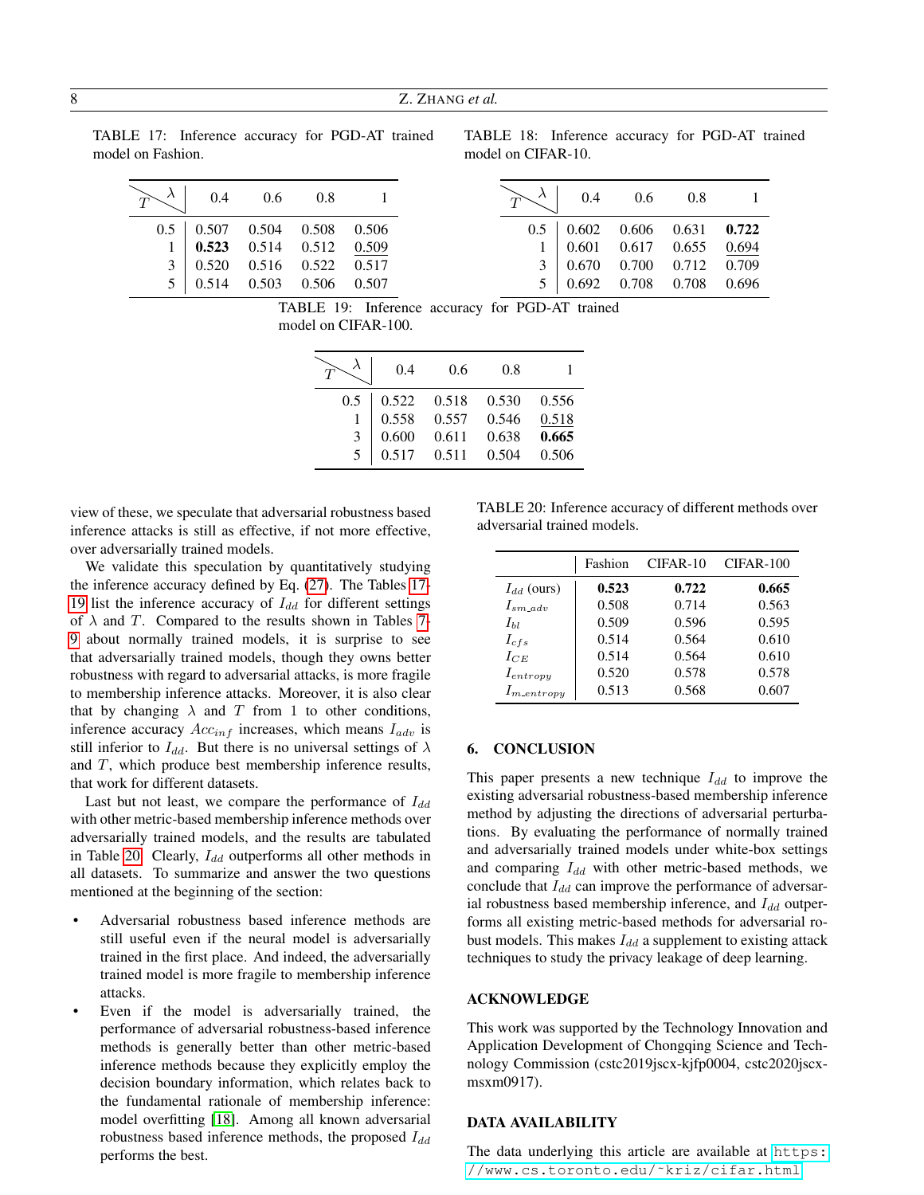TABLE 17: Inference accuracy for PGD-AT trained model on Fashion.

| $T$ \ $\lambda$ | 0.4 | 0.6 | 0.8 | 1 |
|---|---|---|---|---|
| 0.5 | 0.507 | 0.504 | 0.508 | 0.506 |
| 1 | **0.523** | 0.514 | 0.512 | <u>0.509</u> |
| 3 | 0.520 | 0.516 | 0.522 | 0.517 |
| 5 | 0.514 | 0.503 | 0.506 | 0.507 |

TABLE 18: Inference accuracy for PGD-AT trained model on CIFAR-10.

| $T$ \ $\lambda$ | 0.4 | 0.6 | 0.8 | 1 |
|---|---|---|---|---|
| 0.5 | 0.602 | 0.606 | 0.631 | **0.722** |
| 1 | 0.601 | 0.617 | 0.655 | <u>0.694</u> |
| 3 | 0.670 | 0.700 | 0.712 | 0.709 |
| 5 | 0.692 | 0.708 | 0.708 | 0.696 |

TABLE 19: Inference accuracy for PGD-AT trained model on CIFAR-100.

| $T$ \ $\lambda$ | 0.4 | 0.6 | 0.8 | 1 |
|---|---|---|---|---|
| 0.5 | 0.522 | 0.518 | 0.530 | 0.556 |
| 1 | 0.558 | 0.557 | 0.546 | <u>0.518</u> |
| 3 | 0.600 | 0.611 | 0.638 | **0.665** |
| 5 | 0.517 | 0.511 | 0.504 | 0.506 |

view of these, we speculate that adversarial robustness based inference attacks is still as effective, if not more effective, over adversarially trained models.

We validate this speculation by quantitatively studying the inference accuracy defined by Eq. (27). The Tables 17-19 list the inference accuracy of $I_{dd}$ for different settings of $\lambda$ and $T$. Compared to the results shown in Tables 7-9 about normally trained models, it is surprise to see that adversarially trained models, though they owns better robustness with regard to adversarial attacks, is more fragile to membership inference attacks. Moreover, it is also clear that by changing $\lambda$ and $T$ from 1 to other conditions, inference accuracy $Acc_{inf}$ increases, which means $I_{adv}$ is still inferior to $I_{dd}$. But there is no universal settings of $\lambda$ and $T$, which produce best membership inference results, that work for different datasets.

Last but not least, we compare the performance of $I_{dd}$ with other metric-based membership inference methods over adversarially trained models, and the results are tabulated in Table 20. Clearly, $I_{dd}$ outperforms all other methods in all datasets. To summarize and answer the two questions mentioned at the beginning of the section:

- Adversarial robustness based inference methods are still useful even if the neural model is adversarially trained in the first place. And indeed, the adversarially trained model is more fragile to membership inference attacks.
- Even if the model is adversarially trained, the performance of adversarial robustness-based inference methods is generally better than other metric-based inference methods because they explicitly employ the decision boundary information, which relates back to the fundamental rationale of membership inference: model overfitting [18]. Among all known adversarial robustness based inference methods, the proposed $I_{dd}$ performs the best.

TABLE 20: Inference accuracy of different methods over adversarial trained models.

| | Fashion | CIFAR-10 | CIFAR-100 |
|---|---|---|---|
| $I_{dd}$ (ours) | **0.523** | **0.722** | **0.665** |
| $I_{sm\_adv}$ | 0.508 | 0.714 | 0.563 |
| $I_{bl}$ | 0.509 | 0.596 | 0.595 |
| $I_{cfs}$ | 0.514 | 0.564 | 0.610 |
| $I_{CE}$ | 0.514 | 0.564 | 0.610 |
| $I_{entropy}$ | 0.520 | 0.578 | 0.578 |
| $I_{m\_entropy}$ | 0.513 | 0.568 | 0.607 |

## 6. CONCLUSION

This paper presents a new technique $I_{dd}$ to improve the existing adversarial robustness-based membership inference method by adjusting the directions of adversarial perturbations. By evaluating the performance of normally trained and adversarially trained models under white-box settings and comparing $I_{dd}$ with other metric-based methods, we conclude that $I_{dd}$ can improve the performance of adversarial robustness based membership inference, and $I_{dd}$ outperforms all existing metric-based methods for adversarial robust models. This makes $I_{dd}$ a supplement to existing attack techniques to study the privacy leakage of deep learning.

## ACKNOWLEDGE

This work was supported by the Technology Innovation and Application Development of Chongqing Science and Technology Commission (cstc2019jscx-kjfp0004, cstc2020jscx-msxm0917).

## DATA AVAILABILITY

The data underlying this article are available at https://www.cs.toronto.edu/~kriz/cifar.html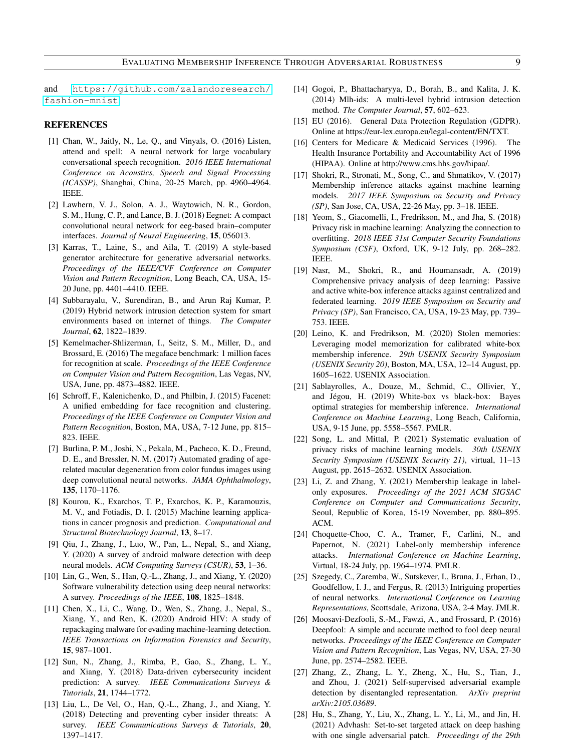and https://github.com/zalandoresearch/fashion-mnist.

## REFERENCES

[1] Chan, W., Jaitly, N., Le, Q., and Vinyals, O. (2016) Listen, attend and spell: A neural network for large vocabulary conversational speech recognition. *2016 IEEE International Conference on Acoustics, Speech and Signal Processing (ICASSP)*, Shanghai, China, 20-25 March, pp. 4960–4964. IEEE.

[2] Lawhern, V. J., Solon, A. J., Waytowich, N. R., Gordon, S. M., Hung, C. P., and Lance, B. J. (2018) Eegnet: A compact convolutional neural network for eeg-based brain–computer interfaces. *Journal of Neural Engineering*, **15**, 056013.

[3] Karras, T., Laine, S., and Aila, T. (2019) A style-based generator architecture for generative adversarial networks. *Proceedings of the IEEE/CVF Conference on Computer Vision and Pattern Recognition*, Long Beach, CA, USA, 15-20 June, pp. 4401–4410. IEEE.

[4] Subbarayalu, V., Surendiran, B., and Arun Raj Kumar, P. (2019) Hybrid network intrusion detection system for smart environments based on internet of things. *The Computer Journal*, **62**, 1822–1839.

[5] Kemelmacher-Shlizerman, I., Seitz, S. M., Miller, D., and Brossard, E. (2016) The megaface benchmark: 1 million faces for recognition at scale. *Proceedings of the IEEE Conference on Computer Vision and Pattern Recognition*, Las Vegas, NV, USA, June, pp. 4873–4882. IEEE.

[6] Schroff, F., Kalenichenko, D., and Philbin, J. (2015) Facenet: A unified embedding for face recognition and clustering. *Proceedings of the IEEE Conference on Computer Vision and Pattern Recognition*, Boston, MA, USA, 7-12 June, pp. 815–823. IEEE.

[7] Burlina, P. M., Joshi, N., Pekala, M., Pacheco, K. D., Freund, D. E., and Bressler, N. M. (2017) Automated grading of age-related macular degeneration from color fundus images using deep convolutional neural networks. *JAMA Ophthalmology*, **135**, 1170–1176.

[8] Kourou, K., Exarchos, T. P., Exarchos, K. P., Karamouzis, M. V., and Fotiadis, D. I. (2015) Machine learning applications in cancer prognosis and prediction. *Computational and Structural Biotechnology Journal*, **13**, 8–17.

[9] Qiu, J., Zhang, J., Luo, W., Pan, L., Nepal, S., and Xiang, Y. (2020) A survey of android malware detection with deep neural models. *ACM Computing Surveys (CSUR)*, **53**, 1–36.

[10] Lin, G., Wen, S., Han, Q.-L., Zhang, J., and Xiang, Y. (2020) Software vulnerability detection using deep neural networks: A survey. *Proceedings of the IEEE*, **108**, 1825–1848.

[11] Chen, X., Li, C., Wang, D., Wen, S., Zhang, J., Nepal, S., Xiang, Y., and Ren, K. (2020) Android HIV: A study of repackaging malware for evading machine-learning detection. *IEEE Transactions on Information Forensics and Security*, **15**, 987–1001.

[12] Sun, N., Zhang, J., Rimba, P., Gao, S., Zhang, L. Y., and Xiang, Y. (2018) Data-driven cybersecurity incident prediction: A survey. *IEEE Communications Surveys & Tutorials*, **21**, 1744–1772.

[13] Liu, L., De Vel, O., Han, Q.-L., Zhang, J., and Xiang, Y. (2018) Detecting and preventing cyber insider threats: A survey. *IEEE Communications Surveys & Tutorials*, **20**, 1397–1417.

[14] Gogoi, P., Bhattacharyya, D., Borah, B., and Kalita, J. K. (2014) Mlh-ids: A multi-level hybrid intrusion detection method. *The Computer Journal*, **57**, 602–623.

[15] EU (2016). General Data Protection Regulation (GDPR). Online at https://eur-lex.europa.eu/legal-content/EN/TXT.

[16] Centers for Medicare & Medicaid Services (1996). The Health Insurance Portability and Accountability Act of 1996 (HIPAA). Online at http://www.cms.hhs.gov/hipaa/.

[17] Shokri, R., Stronati, M., Song, C., and Shmatikov, V. (2017) Membership inference attacks against machine learning models. *2017 IEEE Symposium on Security and Privacy (SP)*, San Jose, CA, USA, 22-26 May, pp. 3–18. IEEE.

[18] Yeom, S., Giacomelli, I., Fredrikson, M., and Jha, S. (2018) Privacy risk in machine learning: Analyzing the connection to overfitting. *2018 IEEE 31st Computer Security Foundations Symposium (CSF)*, Oxford, UK, 9-12 July, pp. 268–282. IEEE.

[19] Nasr, M., Shokri, R., and Houmansadr, A. (2019) Comprehensive privacy analysis of deep learning: Passive and active white-box inference attacks against centralized and federated learning. *2019 IEEE Symposium on Security and Privacy (SP)*, San Francisco, CA, USA, 19-23 May, pp. 739–753. IEEE.

[20] Leino, K. and Fredrikson, M. (2020) Stolen memories: Leveraging model memorization for calibrated white-box membership inference. *29th USENIX Security Symposium (USENIX Security 20)*, Boston, MA, USA, 12–14 August, pp. 1605–1622. USENIX Association.

[21] Sablayrolles, A., Douze, M., Schmid, C., Ollivier, Y., and Jégou, H. (2019) White-box vs black-box: Bayes optimal strategies for membership inference. *International Conference on Machine Learning*, Long Beach, California, USA, 9-15 June, pp. 5558–5567. PMLR.

[22] Song, L. and Mittal, P. (2021) Systematic evaluation of privacy risks of machine learning models. *30th USENIX Security Symposium (USENIX Security 21)*, virtual, 11–13 August, pp. 2615–2632. USENIX Association.

[23] Li, Z. and Zhang, Y. (2021) Membership leakage in label-only exposures. *Proceedings of the 2021 ACM SIGSAC Conference on Computer and Communications Security*, Seoul, Republic of Korea, 15-19 November, pp. 880–895. ACM.

[24] Choquette-Choo, C. A., Tramer, F., Carlini, N., and Papernot, N. (2021) Label-only membership inference attacks. *International Conference on Machine Learning*, Virtual, 18-24 July, pp. 1964–1974. PMLR.

[25] Szegedy, C., Zaremba, W., Sutskever, I., Bruna, J., Erhan, D., Goodfellow, I. J., and Fergus, R. (2013) Intriguing properties of neural networks. *International Conference on Learning Representations*, Scottsdale, Arizona, USA, 2-4 May. JMLR.

[26] Moosavi-Dezfooli, S.-M., Fawzi, A., and Frossard, P. (2016) Deepfool: A simple and accurate method to fool deep neural networks. *Proceedings of the IEEE Conference on Computer Vision and Pattern Recognition*, Las Vegas, NV, USA, 27-30 June, pp. 2574–2582. IEEE.

[27] Zhang, Z., Zhang, L. Y., Zheng, X., Hu, S., Tian, J., and Zhou, J. (2021) Self-supervised adversarial example detection by disentangled representation. *ArXiv preprint arXiv:2105.03689*.

[28] Hu, S., Zhang, Y., Liu, X., Zhang, L. Y., Li, M., and Jin, H. (2021) Advhash: Set-to-set targeted attack on deep hashing with one single adversarial patch. *Proceedings of the 29th*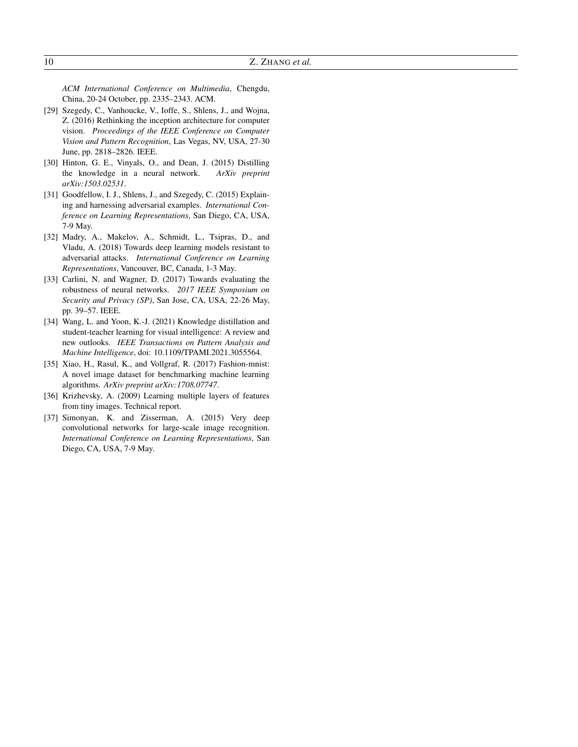*ACM International Conference on Multimedia*, Chengdu, China, 20-24 October, pp. 2335–2343. ACM.

[29] Szegedy, C., Vanhoucke, V., Ioffe, S., Shlens, J., and Wojna, Z. (2016) Rethinking the inception architecture for computer vision. *Proceedings of the IEEE Conference on Computer Vision and Pattern Recognition*, Las Vegas, NV, USA, 27-30 June, pp. 2818–2826. IEEE.

[30] Hinton, G. E., Vinyals, O., and Dean, J. (2015) Distilling the knowledge in a neural network. *ArXiv preprint arXiv:1503.02531*.

[31] Goodfellow, I. J., Shlens, J., and Szegedy, C. (2015) Explaining and harnessing adversarial examples. *International Conference on Learning Representations*, San Diego, CA, USA, 7-9 May.

[32] Madry, A., Makelov, A., Schmidt, L., Tsipras, D., and Vladu, A. (2018) Towards deep learning models resistant to adversarial attacks. *International Conference on Learning Representations*, Vancouver, BC, Canada, 1-3 May.

[33] Carlini, N. and Wagner, D. (2017) Towards evaluating the robustness of neural networks. *2017 IEEE Symposium on Security and Privacy (SP)*, San Jose, CA, USA, 22-26 May, pp. 39–57. IEEE.

[34] Wang, L. and Yoon, K.-J. (2021) Knowledge distillation and student-teacher learning for visual intelligence: A review and new outlooks. *IEEE Transactions on Pattern Analysis and Machine Intelligence*, doi: 10.1109/TPAMI.2021.3055564.

[35] Xiao, H., Rasul, K., and Vollgraf, R. (2017) Fashion-mnist: A novel image dataset for benchmarking machine learning algorithms. *ArXiv preprint arXiv:1708.07747*.

[36] Krizhevsky, A. (2009) Learning multiple layers of features from tiny images. Technical report.

[37] Simonyan, K. and Zisserman, A. (2015) Very deep convolutional networks for large-scale image recognition. *International Conference on Learning Representations*, San Diego, CA, USA, 7-9 May.